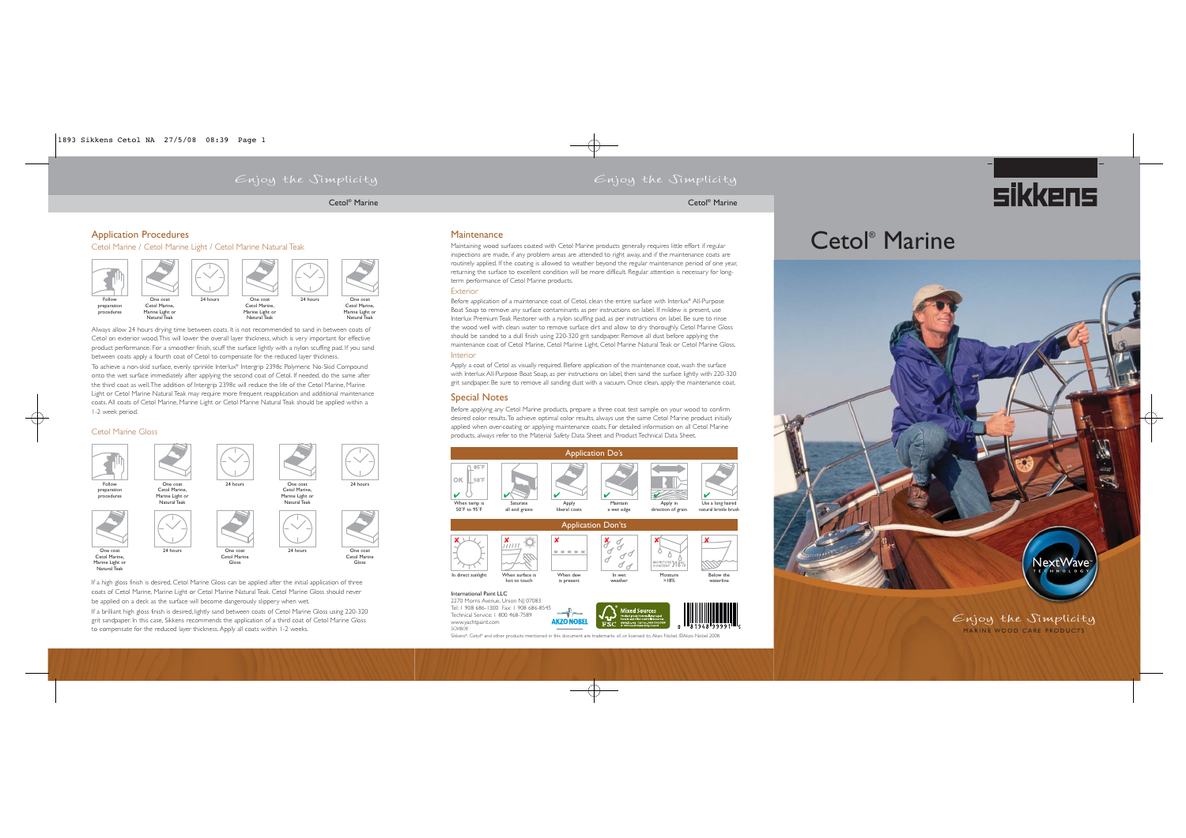Enjoy the Simplicity

Cetol® Marine

## Application Procedures

### Cetol Marine / Cetol Marine Light / Cetol Marine Natural Teak

Follow preparation procedures → One coat Cetol Marine, Marine Light or Natural Teak → 24 hours → One coat Cetol Marine, Marine Light or Natural Teak → 24 hours → One coat Cetol Marine, Marine Light or Natural Teak

Always allow 24 hours drying time between coats. It is not recommended to sand in between coats of Cetol on exterior wood. This will lower the overall layer thickness, which is very important for effective product performance. For a smoother finish, scuff the surface lightly with a nylon scuffing pad. If you sand between coats apply a fourth coat of Cetol to compensate for the reduced layer thickness.

To achieve a non-skid surface, evenly sprinkle Interlux® Intergrip 2398c Polymeric No-Skid Compound onto the wet surface immediately after applying the second coat of Cetol. If needed, do the same after the third coat as well. The addition of Intergrip 2398c will reduce the life of the Cetol Marine, Marine Light or Cetol Marine Natural Teak may require more frequent reapplication and additional maintenance coats. All coats of Cetol Marine, Marine Light or Cetol Marine Natural Teak should be applied within a 1-2 week period.

### Cetol Marine Gloss

Follow preparation procedures → One coat Cetol Marine, Marine Light or Natural Teak → 24 hours → One coat Cetol Marine, Marine Light or Natural Teak → 24 hours → One coat Cetol Marine, Marine Light or Natural Teak → 24 hours → One coat Cetol Marine Gloss → 24 hours → One coat Cetol Marine Gloss

If a high gloss finish is desired, Cetol Marine Gloss can be applied after the initial application of three coats of Cetol Marine, Marine Light or Cetol Marine Natural Teak. Cetol Marine Gloss should never be applied on a deck as the surface will become dangerously slippery when wet.

If a brilliant high gloss finish is desired, lightly sand between coats of Cetol Marine Gloss using 220-320 grit sandpaper. In this case, Sikkens recommends the application of a third coat of Cetol Marine Gloss to compensate for the reduced layer thickness. Apply all coats within 1-2 weeks.

Enjoy the Simplicity

Cetol® Marine

## Maintenance

Maintaining wood surfaces coated with Cetol Marine products generally requires little effort if regular inspections are made, if any problem areas are attended to right away, and if the maintenance coats are routinely applied. If the coating is allowed to weather beyond the regular maintenance period of one year, returning the surface to excellent condition will be more difficult. Regular attention is necessary for long-term performance of Cetol Marine products.

### Exterior

Before application of a maintenance coat of Cetol, clean the entire surface with Interlux® All-Purpose Boat Soap to remove any surface contaminants as per instructions on label. If mildew is present, use Interlux Premium Teak Restorer with a nylon scuffing pad, as per instructions on label. Be sure to rinse the wood well with clean water to remove surface dirt and allow to dry thoroughly. Cetol Marine Gloss should be sanded to a dull finish using 220-320 grit sandpaper. Remove all dust before applying the maintenance coat of Cetol Marine, Cetol Marine Light, Cetol Marine Natural Teak or Cetol Marine Gloss.

### Interior

Apply a coat of Cetol as visually required. Before application of the maintenance coat, wash the surface with Interlux All-Purpose Boat Soap, as per instructions on label, then sand the surface lightly with 220-320 grit sandpaper. Be sure to remove all sanding dust with a vacuum. Once clean, apply the maintenance coat.

## Special Notes

Before applying any Cetol Marine products, prepare a three coat test sample on your wood to confirm desired color results. To achieve optimal color results, always use the same Cetol Marine product initially applied when over-coating or applying maintenance coats. For detailed information on all Cetol Marine products, always refer to the Material Safety Data Sheet and Product Technical Data Sheet.

### Application Do's

- When temp is 50°F to 95°F
- Saturate all end grains
- Apply liberal coats
- Maintain a wet edge
- Apply in direction of grain
- Use a long haired natural bristle brush

### Application Don'ts

- In direct sunlight
- When surface is hot to touch
- When dew is present
- In wet weather
- Moisture >18%
- Below the waterline

International Paint LLC
2270 Morris Avenue, Union NJ 07083
Tel: 1 908 686-1300 Fax: 1 908 686-8545
Technical Service: 1 800 468-7589
www.yachtpaint.com
SCMB08

AKZO NOBEL

Mixed Sources

Sikkens®, Cetol® and other products mentioned in this document are trademarks of, or licensed to, Akzo Nobel. ©Akzo Nobel 2008.

sikkens

# Cetol® Marine

NextWave Technology

Enjoy the Simplicity

MARINE WOOD CARE PRODUCTS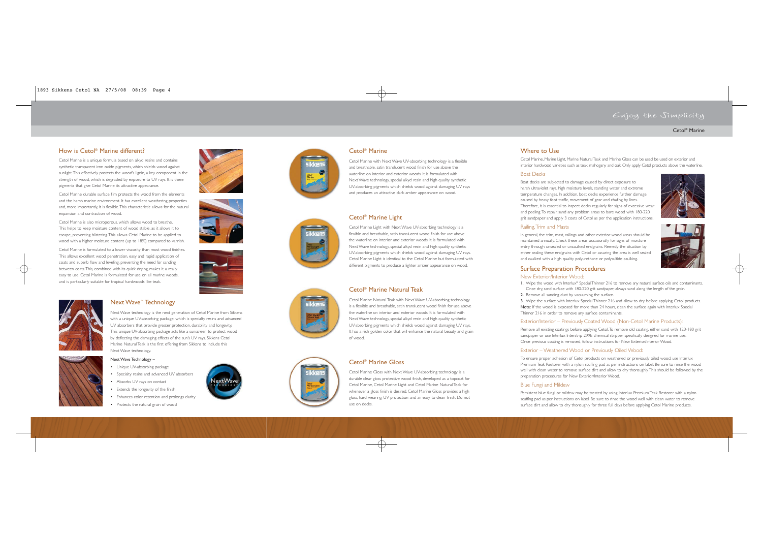Enjoy the Simplicity

Cetol® Marine

## How is Cetol® Marine different?

Cetol Marine is a unique formula based on alkyd resins and contains synthetic transparent iron oxide pigments, which shields wood against sunlight. This effectively protects the wood's lignin, a key component in the strength of wood, which is degraded by exposure to UV rays. It is these pigments that give Cetol Marine its attractive appearance.

Cetol Marine durable surface film protects the wood from the elements and the harsh marine environment. It has excellent weathering properties and, more importantly, it is flexible. This characteristic allows for the natural expansion and contraction of wood.

Cetol Marine is also microporous, which allows wood to breathe. This helps to keep moisture content of wood stable, as it allows it to escape, preventing blistering. This allows Cetol Marine to be applied to wood with a higher moisture content (up to 18%) compared to varnish.

Cetol Marine is formulated to a lower viscosity than most wood finishes. This allows excellent wood penetration, easy and rapid application of coats and superb flow and leveling, preventing the need for sanding between coats. This, combined with its quick drying, makes it a really easy to use. Cetol Marine is formulated for use on all marine woods, and is particularly suitable for tropical hardwoods like teak.

## Next Wave™ Technology

Next Wave technology is the next generation of Cetol Marine from Sikkens with a unique UV-absorbing package, which is specialty resins and advanced UV absorbers that provide greater protection, durability and longevity. This unique UV-absorbing package acts like a sunscreen to protect wood by deflecting the damaging effects of the sun's UV rays. Sikkens Cetol Marine Natural Teak is the first offering from Sikkens to include this Next Wave technology.

**Next Wave Technology –**

- Unique UV-absorbing package
- Specialty resins and advanced UV absorbers
- Absorbs UV rays on contact
- Extends the longevity of the finish
- Enhances color retention and prolongs clarity
- Protects the natural grain of wood

## Cetol® Marine

Cetol Marine with Next Wave UV-absorbing technology is a flexible and breathable, satin translucent wood finish for use above the waterline on interior and exterior woods. It is formulated with Next Wave technology, special alkyd resin and high quality synthetic UV-absorbing pigments which shields wood against damaging UV rays and produces an attractive dark amber appearance on wood.

## Cetol® Marine Light

Cetol Marine Light with Next Wave UV-absorbing technology is a flexible and breathable, satin translucent wood finish for use above the waterline on interior and exterior woods. It is formulated with Next Wave technology, special alkyd resin and high quality synthetic UV-absorbing pigments which shields wood against damaging UV rays. Cetol Marine Light is identical to the Cetol Marine but formulated with different pigments to produce a lighter amber appearance on wood.

## Cetol® Marine Natural Teak

Cetol Marine Natural Teak with Next Wave UV-absorbing technology is a flexible and breathable, satin translucent wood finish for use above the waterline on interior and exterior woods. It is formulated with Next Wave technology, special alkyd resin and high quality synthetic UV-absorbing pigments which shields wood against damaging UV rays. It has a rich golden color that will enhance the natural beauty and grain of wood.

## Cetol® Marine Gloss

Cetol Marine Gloss with Next Wave UV-absorbing technology is a durable clear gloss protective wood finish, developed as a topcoat for Cetol Marine, Cetol Marine Light and Cetol Marine Natural Teak for whenever a gloss finish is desired. Cetol Marine Gloss provides a high gloss, hard wearing UV protection and an easy to clean finish. Do not use on decks.

## Where to Use

Cetol Marine, Marine Light, Marine Natural Teak and Marine Gloss can be used be used on exterior and interior hardwood varieties such as teak, mahogany and oak. Only apply Cetol products above the waterline.

### Boat Decks

Boat decks are subjected to damage caused by direct exposure to harsh ultraviolet rays, high moisture levels, standing water and extreme temperature changes. In addition, boat decks experience further damage caused by heavy foot traffic, movement of gear and chafing by lines. Therefore, it is essential to inspect decks regularly for signs of excessive wear and peeling. To repair, sand any problem areas to bare wood with 180-220 grit sandpaper and apply 3 coats of Cetol as per the application instructions.

### Railing, Trim and Masts

In general, the trim, mast, railings and other exterior wood areas should be maintained annually. Check these areas occasionally for signs of moisture entry through unsealed or uncaulked endgrains. Remedy the situation by either sealing these endgrains with Cetol or assuring the area is well sealed and caulked with a high quality polyurethane or polysulfide caulking.

## Surface Preparation Procedures

### New Exterior/Interior Wood:

1. Wipe the wood with Interlux® Special Thinner 216 to remove any natural surface oils and contaminants. Once dry, sand surface with 180-220 grit sandpaper, always sand along the length of the grain.
2. Remove all sanding dust by vacuuming the surface.
3. Wipe the surface with Interlux Special Thinner 216 and allow to dry before applying Cetol products.

**Note:** If the wood is exposed for more than 24 hours, clean the surface again with Interlux Special Thinner 216 in order to remove any surface contaminants.

### Exterior/Interior – Previously Coated Wood (Non-Cetol Marine Products):

Remove all existing coatings before applying Cetol. To remove old coating, either sand with 120-180 grit sandpaper or use Interlux Interstrip 299E chemical stripper specifically designed for marine use. Once previous coating is removed, follow instructions for New Exterior/Interior Wood.

### Exterior – Weathered Wood or Previously Oiled Wood:

To ensure proper adhesion of Cetol products on weathered or previously oiled wood, use Interlux Premium Teak Restorer with a nylon scuffing pad as per instructions on label. Be sure to rinse the wood well with clean water to remove surface dirt and allow to dry thoroughly. This should be followed by the preparation procedures for New Exterior/Interior Wood.

### Blue Fungi and Mildew

Persistent blue fungi or mildew may be treated by using Interlux Premium Teak Restorer with a nylon scuffing pad as per instructions on label. Be sure to rinse the wood well with clean water to remove surface dirt and allow to dry thoroughly for three full days before applying Cetol Marine products.